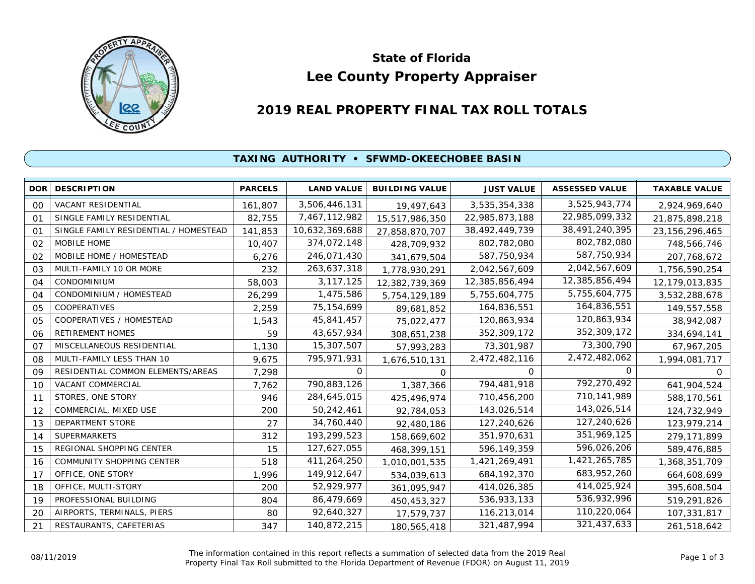# State of Florida

# Lee County Property Appraiser

## 2019 REAL PROPERTY FINAL TAX ROLL TOTALS

### TAXING AUTHORITY • SFWMD-OKEECHOBEE BASIN

| DOR | DESCRIPTION | PARCELS | LAND VALUE | BUILDING VALUE | JUST VALUE | ASSESSED VALUE | TAXABLE VALUE |
|---|---|---|---|---|---|---|---|
| 00 | VACANT RESIDENTIAL | 161,807 | 3,506,446,131 | 19,497,643 | 3,535,354,338 | 3,525,943,774 | 2,924,969,640 |
| 01 | SINGLE FAMILY RESIDENTIAL | 82,755 | 7,467,112,982 | 15,517,986,350 | 22,985,873,188 | 22,985,099,332 | 21,875,898,218 |
| 01 | SINGLE FAMILY RESIDENTIAL / HOMESTEAD | 141,853 | 10,632,369,688 | 27,858,870,707 | 38,492,449,739 | 38,491,240,395 | 23,156,296,465 |
| 02 | MOBILE HOME | 10,407 | 374,072,148 | 428,709,932 | 802,782,080 | 802,782,080 | 748,566,746 |
| 02 | MOBILE HOME / HOMESTEAD | 6,276 | 246,071,430 | 341,679,504 | 587,750,934 | 587,750,934 | 207,768,672 |
| 03 | MULTI-FAMILY 10 OR MORE | 232 | 263,637,318 | 1,778,930,291 | 2,042,567,609 | 2,042,567,609 | 1,756,590,254 |
| 04 | CONDOMINIUM | 58,003 | 3,117,125 | 12,382,739,369 | 12,385,856,494 | 12,385,856,494 | 12,179,013,835 |
| 04 | CONDOMINIUM / HOMESTEAD | 26,299 | 1,475,586 | 5,754,129,189 | 5,755,604,775 | 5,755,604,775 | 3,532,288,678 |
| 05 | COOPERATIVES | 2,259 | 75,154,699 | 89,681,852 | 164,836,551 | 164,836,551 | 149,557,558 |
| 05 | COOPERATIVES / HOMESTEAD | 1,543 | 45,841,457 | 75,022,477 | 120,863,934 | 120,863,934 | 38,942,087 |
| 06 | RETIREMENT HOMES | 59 | 43,657,934 | 308,651,238 | 352,309,172 | 352,309,172 | 334,694,141 |
| 07 | MISCELLANEOUS RESIDENTIAL | 1,130 | 15,307,507 | 57,993,283 | 73,301,987 | 73,300,790 | 67,967,205 |
| 08 | MULTI-FAMILY LESS THAN 10 | 9,675 | 795,971,931 | 1,676,510,131 | 2,472,482,116 | 2,472,482,062 | 1,994,081,717 |
| 09 | RESIDENTIAL COMMON ELEMENTS/AREAS | 7,298 | 0 | 0 | 0 | 0 | 0 |
| 10 | VACANT COMMERCIAL | 7,762 | 790,883,126 | 1,387,366 | 794,481,918 | 792,270,492 | 641,904,524 |
| 11 | STORES, ONE STORY | 946 | 284,645,015 | 425,496,974 | 710,456,200 | 710,141,989 | 588,170,561 |
| 12 | COMMERCIAL, MIXED USE | 200 | 50,242,461 | 92,784,053 | 143,026,514 | 143,026,514 | 124,732,949 |
| 13 | DEPARTMENT STORE | 27 | 34,760,440 | 92,480,186 | 127,240,626 | 127,240,626 | 123,979,214 |
| 14 | SUPERMARKETS | 312 | 193,299,523 | 158,669,602 | 351,970,631 | 351,969,125 | 279,171,899 |
| 15 | REGIONAL SHOPPING CENTER | 15 | 127,627,055 | 468,399,151 | 596,149,359 | 596,026,206 | 589,476,885 |
| 16 | COMMUNITY SHOPPING CENTER | 518 | 411,264,250 | 1,010,001,535 | 1,421,269,491 | 1,421,265,785 | 1,368,351,709 |
| 17 | OFFICE, ONE STORY | 1,996 | 149,912,647 | 534,039,613 | 684,192,370 | 683,952,260 | 664,608,699 |
| 18 | OFFICE, MULTI-STORY | 200 | 52,929,977 | 361,095,947 | 414,026,385 | 414,025,924 | 395,608,504 |
| 19 | PROFESSIONAL BUILDING | 804 | 86,479,669 | 450,453,327 | 536,933,133 | 536,932,996 | 519,291,826 |
| 20 | AIRPORTS, TERMINALS, PIERS | 80 | 92,640,327 | 17,579,737 | 116,213,014 | 110,220,064 | 107,331,817 |
| 21 | RESTAURANTS, CAFETERIAS | 347 | 140,872,215 | 180,565,418 | 321,487,994 | 321,437,633 | 261,518,642 |

08/11/2019

The information contained in this report reflects a summation of selected data from the 2019 Real Property Final Tax Roll submitted to the Florida Department of Revenue (FDOR) on August 11, 2019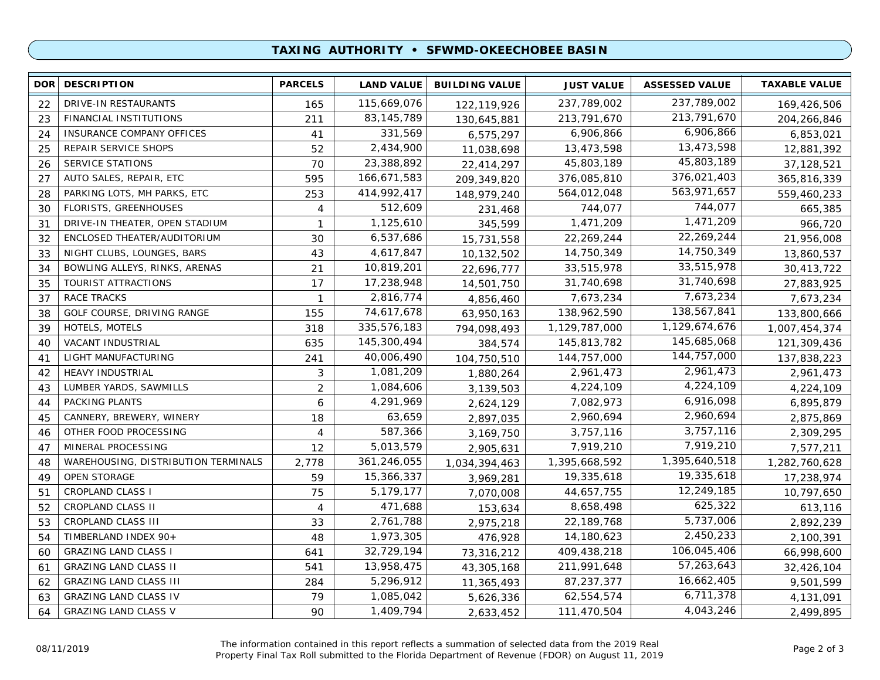## TAXING AUTHORITY • SFWMD-OKEECHOBEE BASIN

| DOR | DESCRIPTION | PARCELS | LAND VALUE | BUILDING VALUE | JUST VALUE | ASSESSED VALUE | TAXABLE VALUE |
|---|---|---|---|---|---|---|---|
| 22 | DRIVE-IN RESTAURANTS | 165 | 115,669,076 | 122,119,926 | 237,789,002 | 237,789,002 | 169,426,506 |
| 23 | FINANCIAL INSTITUTIONS | 211 | 83,145,789 | 130,645,881 | 213,791,670 | 213,791,670 | 204,266,846 |
| 24 | INSURANCE COMPANY OFFICES | 41 | 331,569 | 6,575,297 | 6,906,866 | 6,906,866 | 6,853,021 |
| 25 | REPAIR SERVICE SHOPS | 52 | 2,434,900 | 11,038,698 | 13,473,598 | 13,473,598 | 12,881,392 |
| 26 | SERVICE STATIONS | 70 | 23,388,892 | 22,414,297 | 45,803,189 | 45,803,189 | 37,128,521 |
| 27 | AUTO SALES, REPAIR, ETC | 595 | 166,671,583 | 209,349,820 | 376,085,810 | 376,021,403 | 365,816,339 |
| 28 | PARKING LOTS, MH PARKS, ETC | 253 | 414,992,417 | 148,979,240 | 564,012,048 | 563,971,657 | 559,460,233 |
| 30 | FLORISTS, GREENHOUSES | 4 | 512,609 | 231,468 | 744,077 | 744,077 | 665,385 |
| 31 | DRIVE-IN THEATER, OPEN STADIUM | 1 | 1,125,610 | 345,599 | 1,471,209 | 1,471,209 | 966,720 |
| 32 | ENCLOSED THEATER/AUDITORIUM | 30 | 6,537,686 | 15,731,558 | 22,269,244 | 22,269,244 | 21,956,008 |
| 33 | NIGHT CLUBS, LOUNGES, BARS | 43 | 4,617,847 | 10,132,502 | 14,750,349 | 14,750,349 | 13,860,537 |
| 34 | BOWLING ALLEYS, RINKS, ARENAS | 21 | 10,819,201 | 22,696,777 | 33,515,978 | 33,515,978 | 30,413,722 |
| 35 | TOURIST ATTRACTIONS | 17 | 17,238,948 | 14,501,750 | 31,740,698 | 31,740,698 | 27,883,925 |
| 37 | RACE TRACKS | 1 | 2,816,774 | 4,856,460 | 7,673,234 | 7,673,234 | 7,673,234 |
| 38 | GOLF COURSE, DRIVING RANGE | 155 | 74,617,678 | 63,950,163 | 138,962,590 | 138,567,841 | 133,800,666 |
| 39 | HOTELS, MOTELS | 318 | 335,576,183 | 794,098,493 | 1,129,787,000 | 1,129,674,676 | 1,007,454,374 |
| 40 | VACANT INDUSTRIAL | 635 | 145,300,494 | 384,574 | 145,813,782 | 145,685,068 | 121,309,436 |
| 41 | LIGHT MANUFACTURING | 241 | 40,006,490 | 104,750,510 | 144,757,000 | 144,757,000 | 137,838,223 |
| 42 | HEAVY INDUSTRIAL | 3 | 1,081,209 | 1,880,264 | 2,961,473 | 2,961,473 | 2,961,473 |
| 43 | LUMBER YARDS, SAWMILLS | 2 | 1,084,606 | 3,139,503 | 4,224,109 | 4,224,109 | 4,224,109 |
| 44 | PACKING PLANTS | 6 | 4,291,969 | 2,624,129 | 7,082,973 | 6,916,098 | 6,895,879 |
| 45 | CANNERY, BREWERY, WINERY | 18 | 63,659 | 2,897,035 | 2,960,694 | 2,960,694 | 2,875,869 |
| 46 | OTHER FOOD PROCESSING | 4 | 587,366 | 3,169,750 | 3,757,116 | 3,757,116 | 2,309,295 |
| 47 | MINERAL PROCESSING | 12 | 5,013,579 | 2,905,631 | 7,919,210 | 7,919,210 | 7,577,211 |
| 48 | WAREHOUSING, DISTRIBUTION TERMINALS | 2,778 | 361,246,055 | 1,034,394,463 | 1,395,668,592 | 1,395,640,518 | 1,282,760,628 |
| 49 | OPEN STORAGE | 59 | 15,366,337 | 3,969,281 | 19,335,618 | 19,335,618 | 17,238,974 |
| 51 | CROPLAND CLASS I | 75 | 5,179,177 | 7,070,008 | 44,657,755 | 12,249,185 | 10,797,650 |
| 52 | CROPLAND CLASS II | 4 | 471,688 | 153,634 | 8,658,498 | 625,322 | 613,116 |
| 53 | CROPLAND CLASS III | 33 | 2,761,788 | 2,975,218 | 22,189,768 | 5,737,006 | 2,892,239 |
| 54 | TIMBERLAND INDEX 90+ | 48 | 1,973,305 | 476,928 | 14,180,623 | 2,450,233 | 2,100,391 |
| 60 | GRAZING LAND CLASS I | 641 | 32,729,194 | 73,316,212 | 409,438,218 | 106,045,406 | 66,998,600 |
| 61 | GRAZING LAND CLASS II | 541 | 13,958,475 | 43,305,168 | 211,991,648 | 57,263,643 | 32,426,104 |
| 62 | GRAZING LAND CLASS III | 284 | 5,296,912 | 11,365,493 | 87,237,377 | 16,662,405 | 9,501,599 |
| 63 | GRAZING LAND CLASS IV | 79 | 1,085,042 | 5,626,336 | 62,554,574 | 6,711,378 | 4,131,091 |
| 64 | GRAZING LAND CLASS V | 90 | 1,409,794 | 2,633,452 | 111,470,504 | 4,043,246 | 2,499,895 |

08/11/2019

The information contained in this report reflects a summation of selected data from the 2019 Real Property Final Tax Roll submitted to the Florida Department of Revenue (FDOR) on August 11, 2019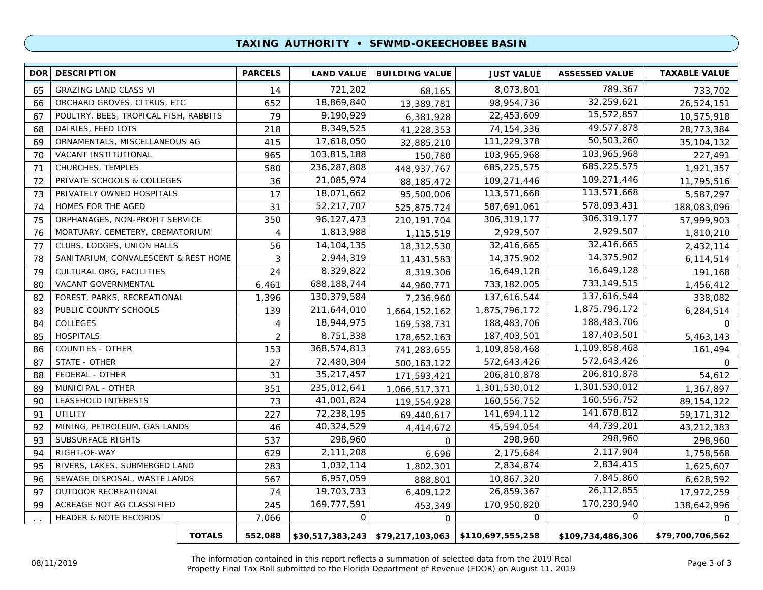## TAXING AUTHORITY • SFWMD-OKEECHOBEE BASIN

| DOR | DESCRIPTION | PARCELS | LAND VALUE | BUILDING VALUE | JUST VALUE | ASSESSED VALUE | TAXABLE VALUE |
|---|---|---|---|---|---|---|---|
| 65 | GRAZING LAND CLASS VI | 14 | 721,202 | 68,165 | 8,073,801 | 789,367 | 733,702 |
| 66 | ORCHARD GROVES, CITRUS, ETC | 652 | 18,869,840 | 13,389,781 | 98,954,736 | 32,259,621 | 26,524,151 |
| 67 | POULTRY, BEES, TROPICAL FISH, RABBITS | 79 | 9,190,929 | 6,381,928 | 22,453,609 | 15,572,857 | 10,575,918 |
| 68 | DAIRIES, FEED LOTS | 218 | 8,349,525 | 41,228,353 | 74,154,336 | 49,577,878 | 28,773,384 |
| 69 | ORNAMENTALS, MISCELLANEOUS AG | 415 | 17,618,050 | 32,885,210 | 111,229,378 | 50,503,260 | 35,104,132 |
| 70 | VACANT INSTITUTIONAL | 965 | 103,815,188 | 150,780 | 103,965,968 | 103,965,968 | 227,491 |
| 71 | CHURCHES, TEMPLES | 580 | 236,287,808 | 448,937,767 | 685,225,575 | 685,225,575 | 1,921,357 |
| 72 | PRIVATE SCHOOLS & COLLEGES | 36 | 21,085,974 | 88,185,472 | 109,271,446 | 109,271,446 | 11,795,516 |
| 73 | PRIVATELY OWNED HOSPITALS | 17 | 18,071,662 | 95,500,006 | 113,571,668 | 113,571,668 | 5,587,297 |
| 74 | HOMES FOR THE AGED | 31 | 52,217,707 | 525,875,724 | 587,691,061 | 578,093,431 | 188,083,096 |
| 75 | ORPHANAGES, NON-PROFIT SERVICE | 350 | 96,127,473 | 210,191,704 | 306,319,177 | 306,319,177 | 57,999,903 |
| 76 | MORTUARY, CEMETERY, CREMATORIUM | 4 | 1,813,988 | 1,115,519 | 2,929,507 | 2,929,507 | 1,810,210 |
| 77 | CLUBS, LODGES, UNION HALLS | 56 | 14,104,135 | 18,312,530 | 32,416,665 | 32,416,665 | 2,432,114 |
| 78 | SANITARIUM, CONVALESCENT & REST HOME | 3 | 2,944,319 | 11,431,583 | 14,375,902 | 14,375,902 | 6,114,514 |
| 79 | CULTURAL ORG, FACILITIES | 24 | 8,329,822 | 8,319,306 | 16,649,128 | 16,649,128 | 191,168 |
| 80 | VACANT GOVERNMENTAL | 6,461 | 688,188,744 | 44,960,771 | 733,182,005 | 733,149,515 | 1,456,412 |
| 82 | FOREST, PARKS, RECREATIONAL | 1,396 | 130,379,584 | 7,236,960 | 137,616,544 | 137,616,544 | 338,082 |
| 83 | PUBLIC COUNTY SCHOOLS | 139 | 211,644,010 | 1,664,152,162 | 1,875,796,172 | 1,875,796,172 | 6,284,514 |
| 84 | COLLEGES | 4 | 18,944,975 | 169,538,731 | 188,483,706 | 188,483,706 | 0 |
| 85 | HOSPITALS | 2 | 8,751,338 | 178,652,163 | 187,403,501 | 187,403,501 | 5,463,143 |
| 86 | COUNTIES - OTHER | 153 | 368,574,813 | 741,283,655 | 1,109,858,468 | 1,109,858,468 | 161,494 |
| 87 | STATE - OTHER | 27 | 72,480,304 | 500,163,122 | 572,643,426 | 572,643,426 | 0 |
| 88 | FEDERAL - OTHER | 31 | 35,217,457 | 171,593,421 | 206,810,878 | 206,810,878 | 54,612 |
| 89 | MUNICIPAL - OTHER | 351 | 235,012,641 | 1,066,517,371 | 1,301,530,012 | 1,301,530,012 | 1,367,897 |
| 90 | LEASEHOLD INTERESTS | 73 | 41,001,824 | 119,554,928 | 160,556,752 | 160,556,752 | 89,154,122 |
| 91 | UTILITY | 227 | 72,238,195 | 69,440,617 | 141,694,112 | 141,678,812 | 59,171,312 |
| 92 | MINING, PETROLEUM, GAS LANDS | 46 | 40,324,529 | 4,414,672 | 45,594,054 | 44,739,201 | 43,212,383 |
| 93 | SUBSURFACE RIGHTS | 537 | 298,960 | 0 | 298,960 | 298,960 | 298,960 |
| 94 | RIGHT-OF-WAY | 629 | 2,111,208 | 6,696 | 2,175,684 | 2,117,904 | 1,758,568 |
| 95 | RIVERS, LAKES, SUBMERGED LAND | 283 | 1,032,114 | 1,802,301 | 2,834,874 | 2,834,415 | 1,625,607 |
| 96 | SEWAGE DISPOSAL, WASTE LANDS | 567 | 6,957,059 | 888,801 | 10,867,320 | 7,845,860 | 6,628,592 |
| 97 | OUTDOOR RECREATIONAL | 74 | 19,703,733 | 6,409,122 | 26,859,367 | 26,112,855 | 17,972,259 |
| 99 | ACREAGE NOT AG CLASSIFIED | 245 | 169,777,591 | 453,349 | 170,950,820 | 170,230,940 | 138,642,996 |
| .. | HEADER & NOTE RECORDS | 7,066 | 0 | 0 | 0 | 0 | 0 |
| | **TOTALS** | **552,088** | **$30,517,383,243** | **$79,217,103,063** | **$110,697,555,258** | **$109,734,486,306** | **$79,700,706,562** |

08/11/2019

The information contained in this report reflects a summation of selected data from the 2019 Real Property Final Tax Roll submitted to the Florida Department of Revenue (FDOR) on August 11, 2019